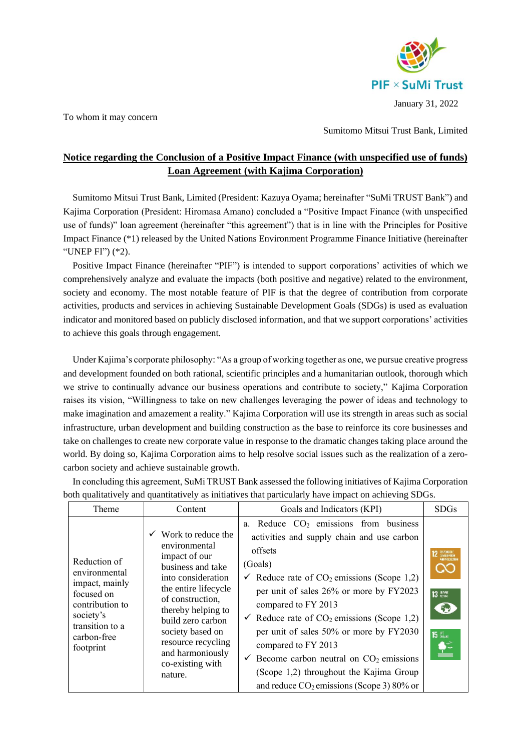January 31, 2022

To whom it may concern

Sumitomo Mitsui Trust Bank, Limited

## Notice regarding the Conclusion of a Positive Impact Finance (with unspecified use of funds) Loan Agreement (with Kajima Corporation)

Sumitomo Mitsui Trust Bank, Limited (President: Kazuya Oyama; hereinafter "SuMi TRUST Bank") and Kajima Corporation (President: Hiromasa Amano) concluded a "Positive Impact Finance (with unspecified use of funds)" loan agreement (hereinafter "this agreement") that is in line with the Principles for Positive Impact Finance (*1) released by the United Nations Environment Programme Finance Initiative (hereinafter "UNEP FI") (*2).

Positive Impact Finance (hereinafter "PIF") is intended to support corporations' activities of which we comprehensively analyze and evaluate the impacts (both positive and negative) related to the environment, society and economy. The most notable feature of PIF is that the degree of contribution from corporate activities, products and services in achieving Sustainable Development Goals (SDGs) is used as evaluation indicator and monitored based on publicly disclosed information, and that we support corporations' activities to achieve this goals through engagement.

Under Kajima's corporate philosophy: "As a group of working together as one, we pursue creative progress and development founded on both rational, scientific principles and a humanitarian outlook, thorough which we strive to continually advance our business operations and contribute to society," Kajima Corporation raises its vision, "Willingness to take on new challenges leveraging the power of ideas and technology to make imagination and amazement a reality." Kajima Corporation will use its strength in areas such as social infrastructure, urban development and building construction as the base to reinforce its core businesses and take on challenges to create new corporate value in response to the dramatic changes taking place around the world. By doing so, Kajima Corporation aims to help resolve social issues such as the realization of a zero-carbon society and achieve sustainable growth.

In concluding this agreement, SuMi TRUST Bank assessed the following initiatives of Kajima Corporation both qualitatively and quantitatively as initiatives that particularly have impact on achieving SDGs.

| Theme | Content | Goals and Indicators (KPI) | SDGs |
|---|---|---|---|
| Reduction of environmental impact, mainly focused on contribution to society's transition to a carbon-free footprint | ✓ Work to reduce the environmental impact of our business and take into consideration the entire lifecycle of construction, thereby helping to build zero carbon society based on resource recycling and harmoniously co-existing with nature. | a. Reduce $CO_2$ emissions from business activities and supply chain and use carbon offsets<br>(Goals)<br>✓ Reduce rate of $CO_2$ emissions (Scope 1,2) per unit of sales 26% or more by FY2023 compared to FY 2013<br>✓ Reduce rate of $CO_2$ emissions (Scope 1,2) per unit of sales 50% or more by FY2030 compared to FY 2013<br>✓ Become carbon neutral on $CO_2$ emissions (Scope 1,2) throughout the Kajima Group and reduce $CO_2$ emissions (Scope 3) 80% or | 12, 13, 15 |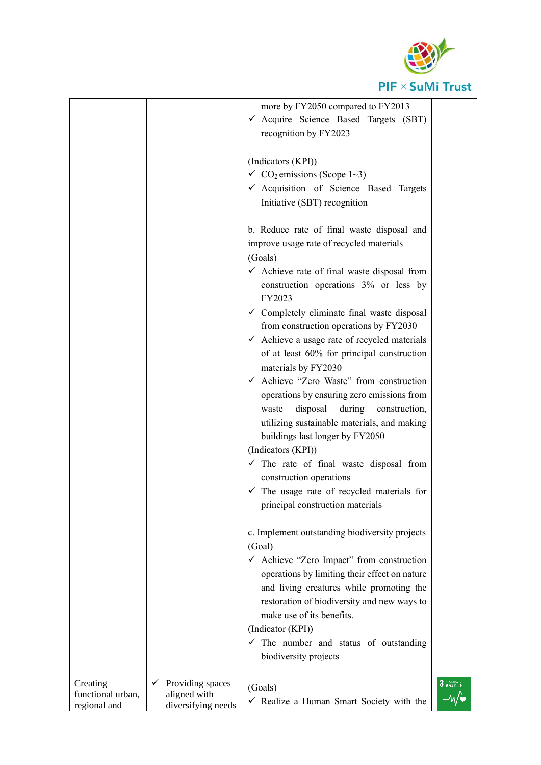| | | | |
|---|---|---|---|
| | | more by FY2050 compared to FY2013<br>✓ Acquire Science Based Targets (SBT) recognition by FY2023<br><br>(Indicators (KPI))<br>✓ $CO_2$ emissions (Scope 1~3)<br>✓ Acquisition of Science Based Targets Initiative (SBT) recognition<br><br>b. Reduce rate of final waste disposal and improve usage rate of recycled materials<br>(Goals)<br>✓ Achieve rate of final waste disposal from construction operations 3% or less by FY2023<br>✓ Completely eliminate final waste disposal from construction operations by FY2030<br>✓ Achieve a usage rate of recycled materials of at least 60% for principal construction materials by FY2030<br>✓ Achieve "Zero Waste" from construction operations by ensuring zero emissions from waste disposal during construction, utilizing sustainable materials, and making buildings last longer by FY2050<br>(Indicators (KPI))<br>✓ The rate of final waste disposal from construction operations<br>✓ The usage rate of recycled materials for principal construction materials<br><br>c. Implement outstanding biodiversity projects<br>(Goal)<br>✓ Achieve "Zero Impact" from construction operations by limiting their effect on nature and living creatures while promoting the restoration of biodiversity and new ways to make use of its benefits.<br>(Indicator (KPI))<br>✓ The number and status of outstanding biodiversity projects | |
| Creating functional urban, regional and | ✓ Providing spaces aligned with diversifying needs | (Goals)<br>✓ Realize a Human Smart Society with the | 3 |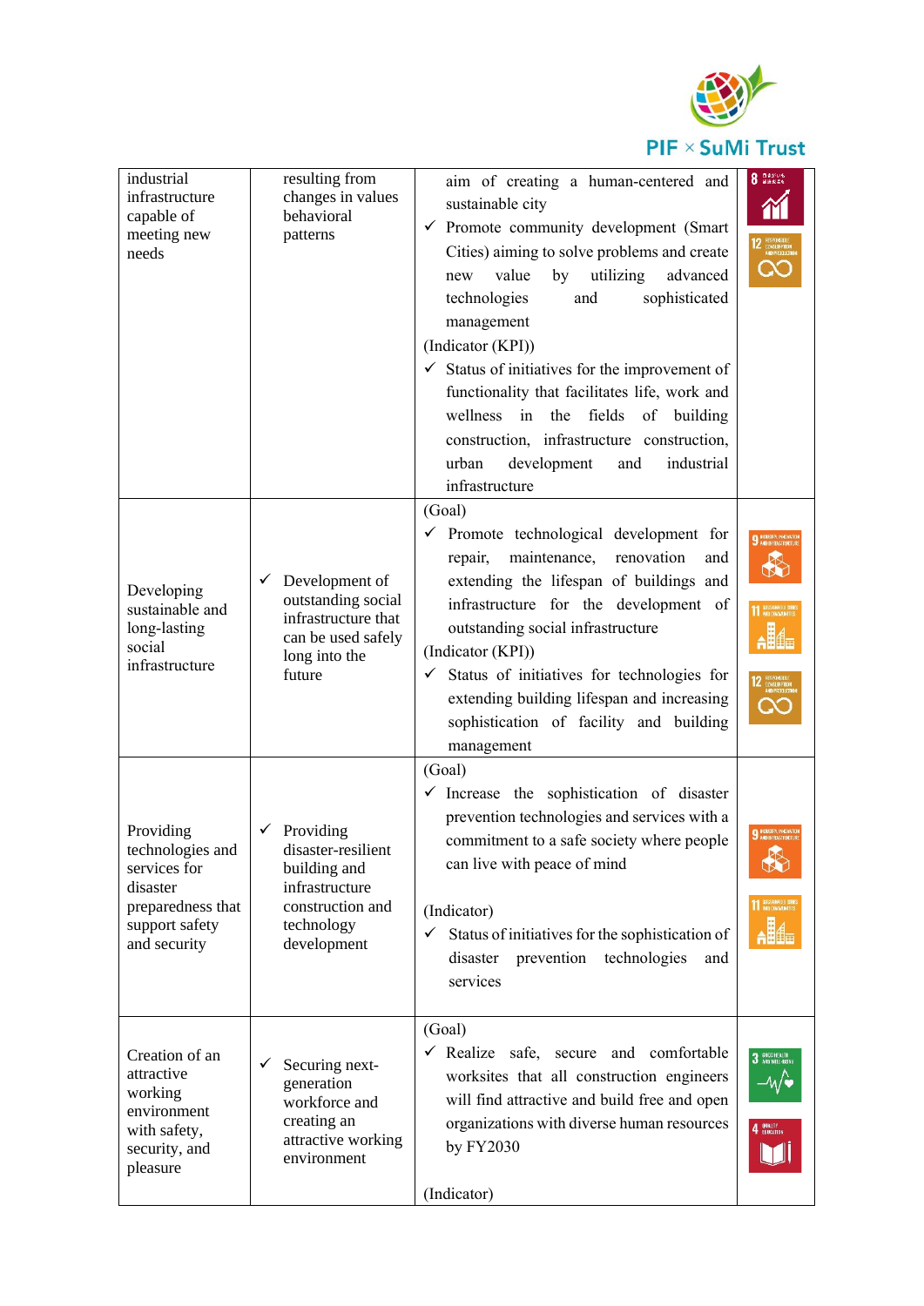| | | | |
|---|---|---|---|
| industrial infrastructure capable of meeting new needs | resulting from changes in values behavioral patterns | aim of creating a human-centered and sustainable city<br>✓ Promote community development (Smart Cities) aiming to solve problems and create new value by utilizing advanced technologies and sophisticated management<br>(Indicator (KPI))<br>✓ Status of initiatives for the improvement of functionality that facilitates life, work and wellness in the fields of building construction, infrastructure construction, urban development and industrial infrastructure | 8, 12 |
| Developing sustainable and long-lasting social infrastructure | ✓ Development of outstanding social infrastructure that can be used safely long into the future | (Goal)<br>✓ Promote technological development for repair, maintenance, renovation and extending the lifespan of buildings and infrastructure for the development of outstanding social infrastructure<br>(Indicator (KPI))<br>✓ Status of initiatives for technologies for extending building lifespan and increasing sophistication of facility and building management | 9, 11, 12 |
| Providing technologies and services for disaster preparedness that support safety and security | ✓ Providing disaster-resilient building and infrastructure construction and technology development | (Goal)<br>✓ Increase the sophistication of disaster prevention technologies and services with a commitment to a safe society where people can live with peace of mind<br><br>(Indicator)<br>✓ Status of initiatives for the sophistication of disaster prevention technologies and services | 9, 11 |
| Creation of an attractive working environment with safety, security, and pleasure | ✓ Securing next-generation workforce and creating an attractive working environment | (Goal)<br>✓ Realize safe, secure and comfortable worksites that all construction engineers will find attractive and build free and open organizations with diverse human resources by FY2030<br><br>(Indicator) | 3, 4 |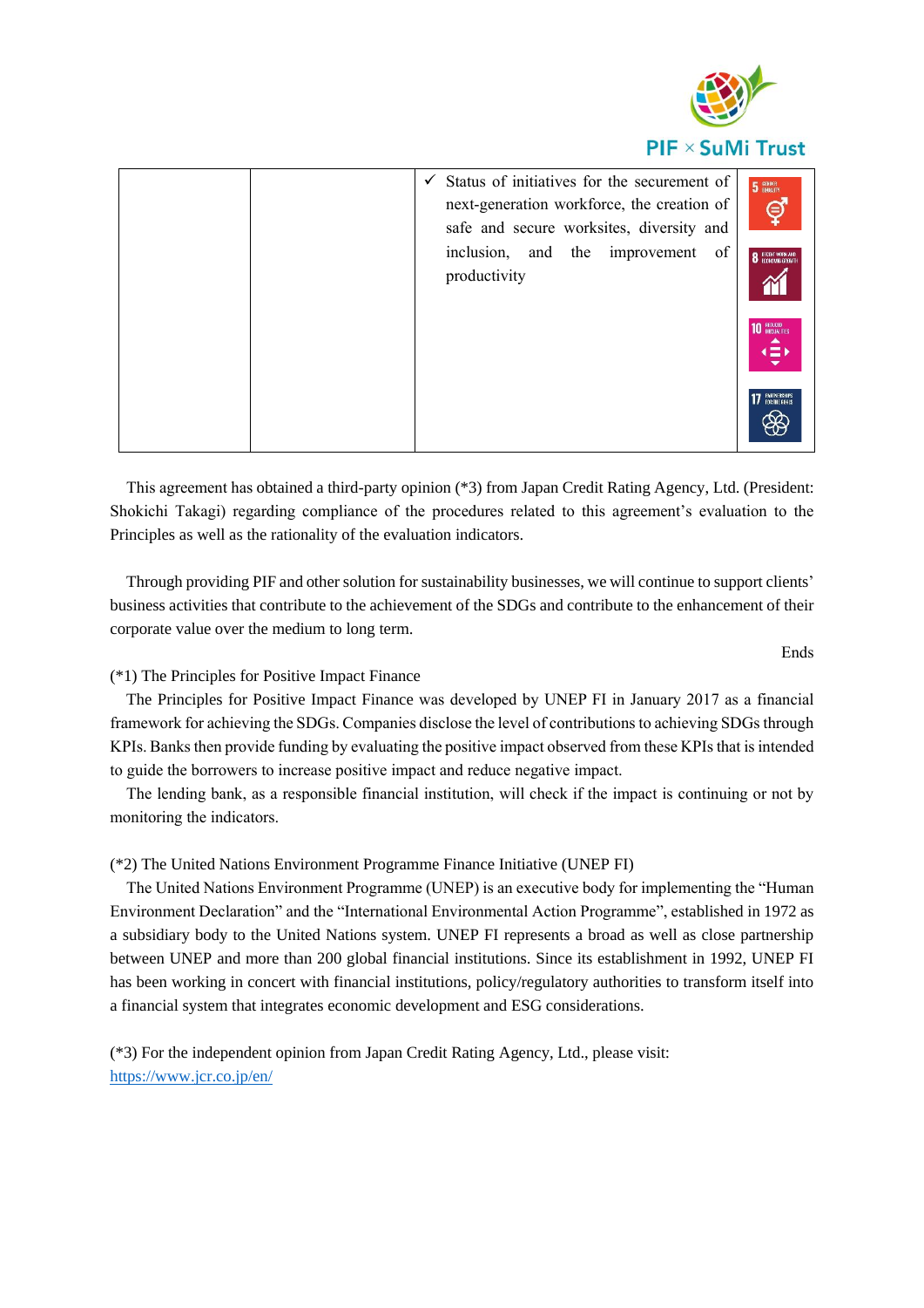| | | | |
|---|---|---|---|
| | | ✓ Status of initiatives for the securement of next-generation workforce, the creation of safe and secure worksites, diversity and inclusion, and the improvement of productivity | 5 GENDER EQUALITY<br>8 DECENT WORK AND ECONOMIC GROWTH<br>10 REDUCED INEQUALITIES<br>17 PARTNERSHIPS FOR THE GOALS |

This agreement has obtained a third-party opinion (*3) from Japan Credit Rating Agency, Ltd. (President: Shokichi Takagi) regarding compliance of the procedures related to this agreement's evaluation to the Principles as well as the rationality of the evaluation indicators.

Through providing PIF and other solution for sustainability businesses, we will continue to support clients' business activities that contribute to the achievement of the SDGs and contribute to the enhancement of their corporate value over the medium to long term.

Ends

(*1) The Principles for Positive Impact Finance

The Principles for Positive Impact Finance was developed by UNEP FI in January 2017 as a financial framework for achieving the SDGs. Companies disclose the level of contributions to achieving SDGs through KPIs. Banks then provide funding by evaluating the positive impact observed from these KPIs that is intended to guide the borrowers to increase positive impact and reduce negative impact.

The lending bank, as a responsible financial institution, will check if the impact is continuing or not by monitoring the indicators.

(*2) The United Nations Environment Programme Finance Initiative (UNEP FI)

The United Nations Environment Programme (UNEP) is an executive body for implementing the "Human Environment Declaration" and the "International Environmental Action Programme", established in 1972 as a subsidiary body to the United Nations system. UNEP FI represents a broad as well as close partnership between UNEP and more than 200 global financial institutions. Since its establishment in 1992, UNEP FI has been working in concert with financial institutions, policy/regulatory authorities to transform itself into a financial system that integrates economic development and ESG considerations.

(*3) For the independent opinion from Japan Credit Rating Agency, Ltd., please visit:
https://www.jcr.co.jp/en/